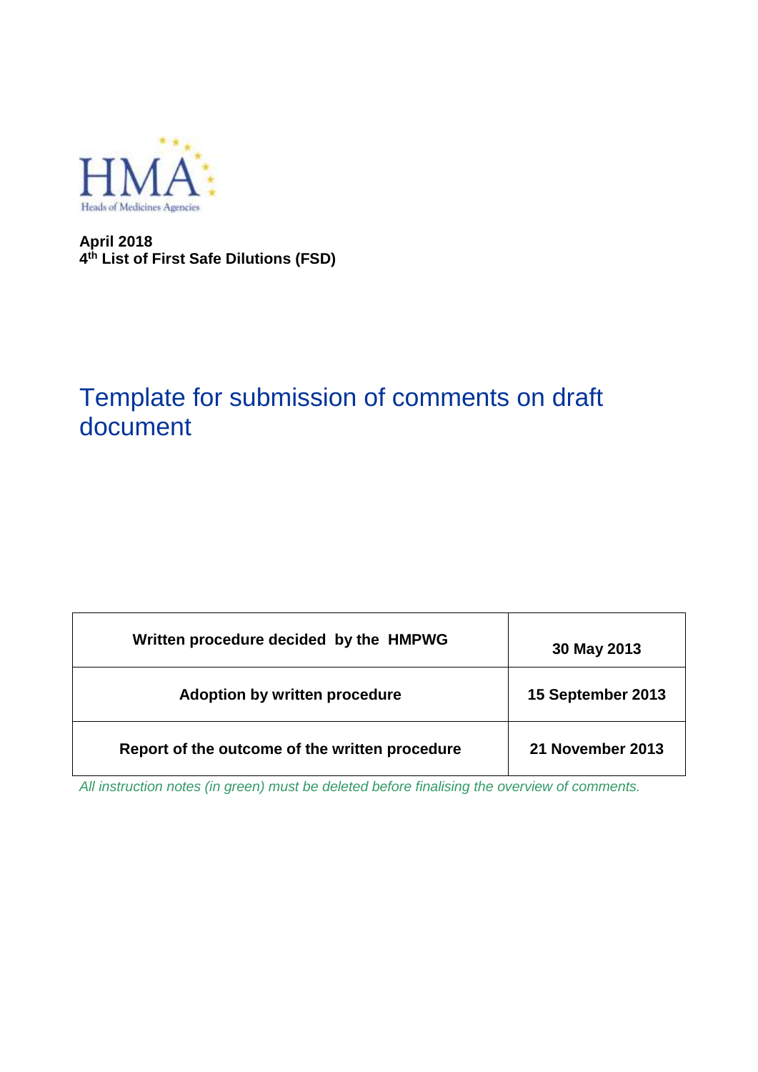**April 2018**
**4th List of First Safe Dilutions (FSD)**

# Template for submission of comments on draft document

| **Written procedure decided by the HMPWG** | **30 May 2013** |
|---|---|
| **Adoption by written procedure** | **15 September 2013** |
| **Report of the outcome of the written procedure** | **21 November 2013** |

*All instruction notes (in green) must be deleted before finalising the overview of comments.*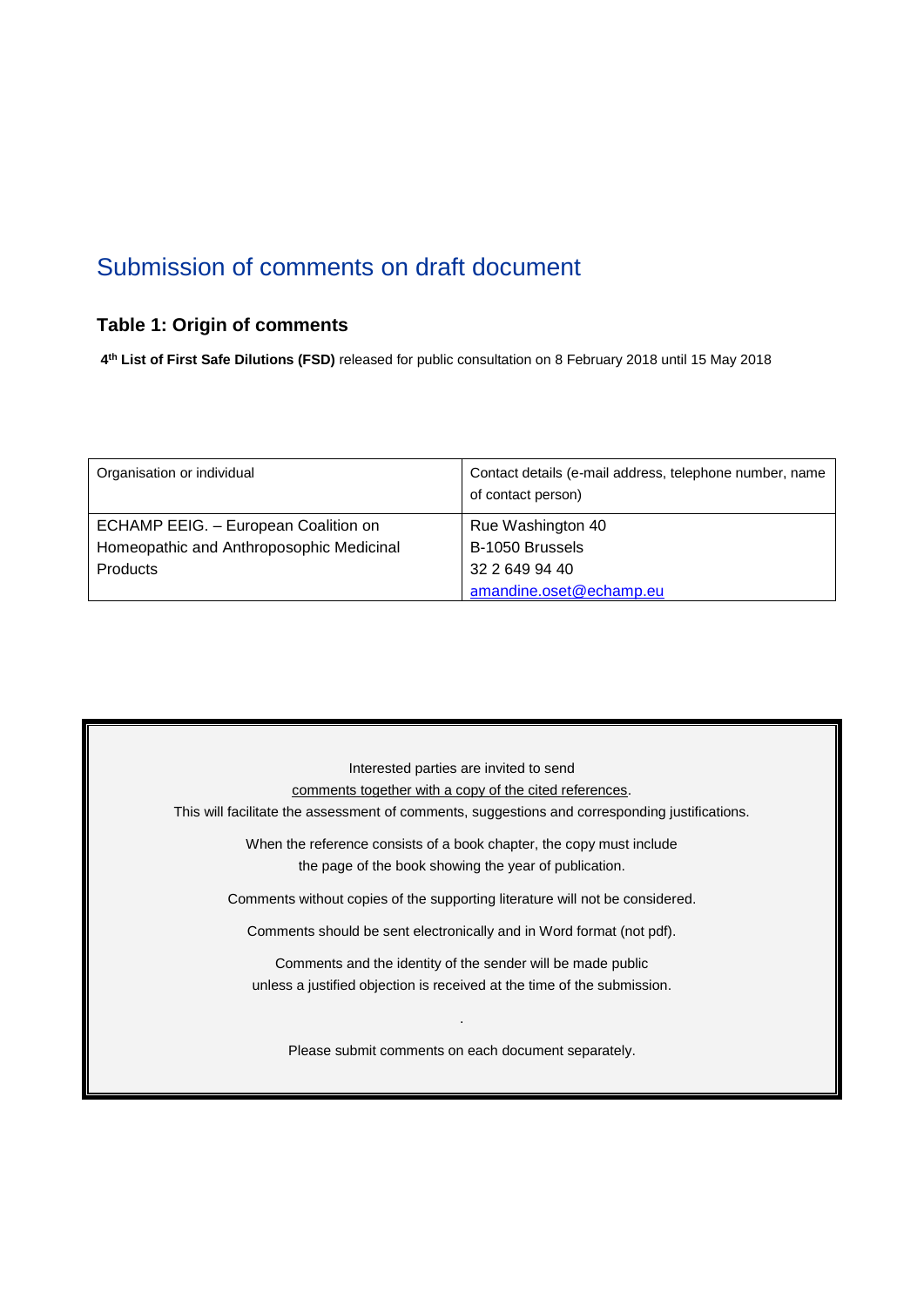# Submission of comments on draft document

## Table 1: Origin of comments

**4th List of First Safe Dilutions (FSD)** released for public consultation on 8 February 2018 until 15 May 2018

| Organisation or individual | Contact details (e-mail address, telephone number, name of contact person) |
|---|---|
| ECHAMP EEIG. – European Coalition on Homeopathic and Anthroposophic Medicinal Products | Rue Washington 40<br>B-1050 Brussels<br>32 2 649 94 40<br>amandine.oset@echamp.eu |

Interested parties are invited to send comments together with a copy of the cited references.
This will facilitate the assessment of comments, suggestions and corresponding justifications.

When the reference consists of a book chapter, the copy must include the page of the book showing the year of publication.

Comments without copies of the supporting literature will not be considered.

Comments should be sent electronically and in Word format (not pdf).

Comments and the identity of the sender will be made public unless a justified objection is received at the time of the submission.

Please submit comments on each document separately.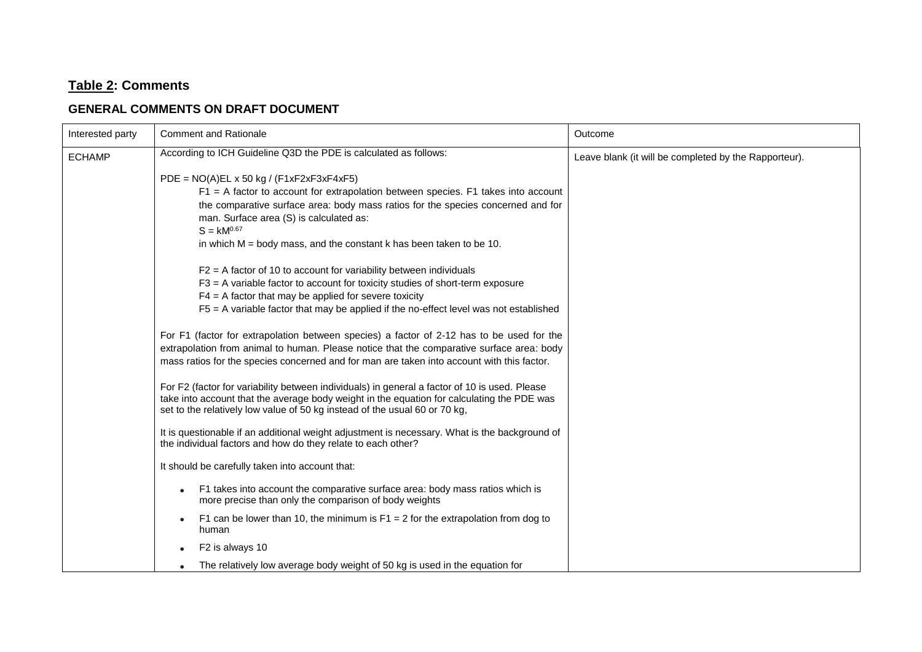## **<u>Table 2</u>: Comments**

### GENERAL COMMENTS ON DRAFT DOCUMENT

| Interested party | Comment and Rationale | Outcome |
|---|---|---|
| ECHAMP | According to ICH Guideline Q3D the PDE is calculated as follows:<br><br>PDE = NO(A)EL x 50 kg / (F1xF2xF3xF4xF5)<br>F1 = A factor to account for extrapolation between species. F1 takes into account the comparative surface area: body mass ratios for the species concerned and for man. Surface area (S) is calculated as:<br>$S = kM^{0.67}$<br>in which M = body mass, and the constant k has been taken to be 10.<br><br>F2 = A factor of 10 to account for variability between individuals<br>F3 = A variable factor to account for toxicity studies of short-term exposure<br>F4 = A factor that may be applied for severe toxicity<br>F5 = A variable factor that may be applied if the no-effect level was not established<br><br>For F1 (factor for extrapolation between species) a factor of 2-12 has to be used for the extrapolation from animal to human. Please notice that the comparative surface area: body mass ratios for the species concerned and for man are taken into account with this factor.<br><br>For F2 (factor for variability between individuals) in general a factor of 10 is used. Please take into account that the average body weight in the equation for calculating the PDE was set to the relatively low value of 50 kg instead of the usual 60 or 70 kg,<br><br>It is questionable if an additional weight adjustment is necessary. What is the background of the individual factors and how do they relate to each other?<br><br>It should be carefully taken into account that:<br><br>• F1 takes into account the comparative surface area: body mass ratios which is more precise than only the comparison of body weights<br>• F1 can be lower than 10, the minimum is F1 = 2 for the extrapolation from dog to human<br>• F2 is always 10<br>• The relatively low average body weight of 50 kg is used in the equation for | Leave blank (it will be completed by the Rapporteur). |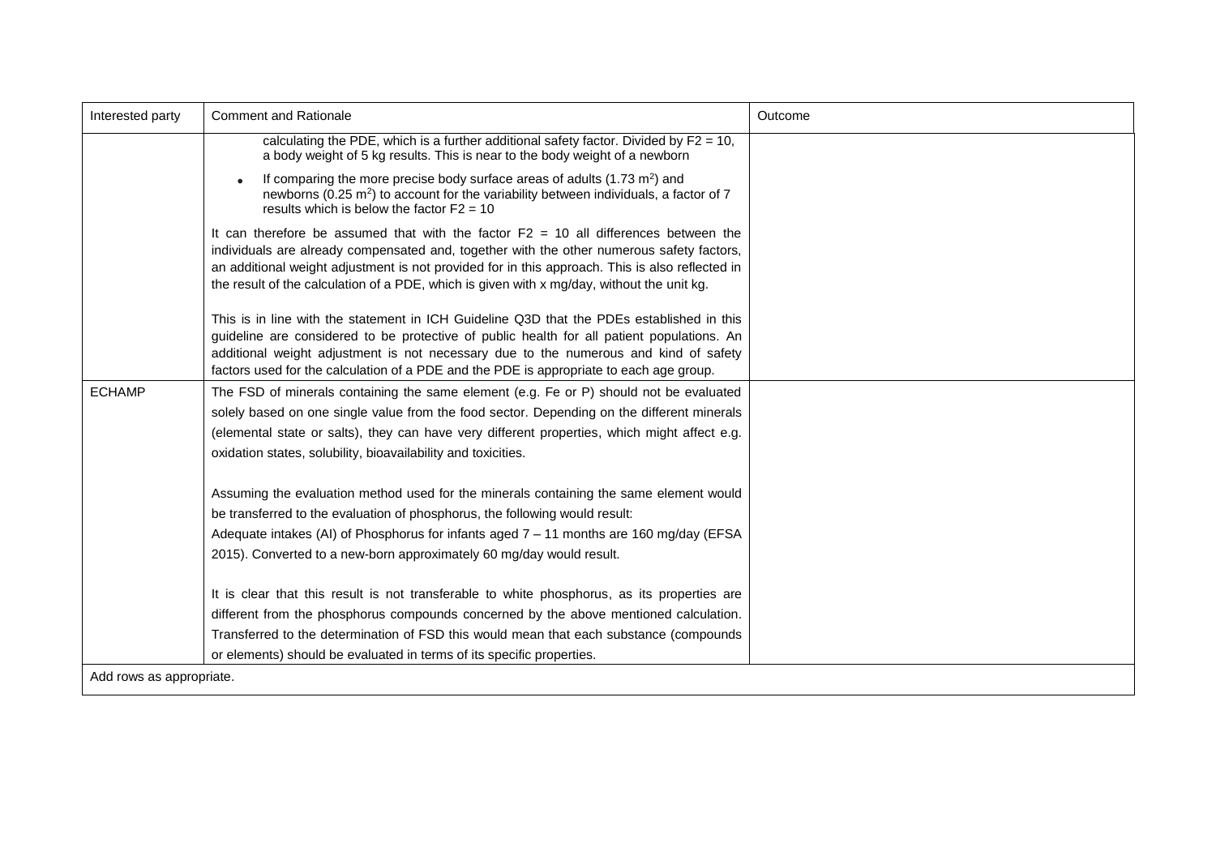| Interested party | Comment and Rationale | Outcome |
| --- | --- | --- |
| | calculating the PDE, which is a further additional safety factor. Divided by F2 = 10, a body weight of 5 kg results. This is near to the body weight of a newborn<br>• If comparing the more precise body surface areas of adults (1.73 $m^2$) and newborns (0.25 $m^2$) to account for the variability between individuals, a factor of 7 results which is below the factor F2 = 10<br><br>It can therefore be assumed that with the factor F2 = 10 all differences between the individuals are already compensated and, together with the other numerous safety factors, an additional weight adjustment is not provided for in this approach. This is also reflected in the result of the calculation of a PDE, which is given with x mg/day, without the unit kg.<br><br>This is in line with the statement in ICH Guideline Q3D that the PDEs established in this guideline are considered to be protective of public health for all patient populations. An additional weight adjustment is not necessary due to the numerous and kind of safety factors used for the calculation of a PDE and the PDE is appropriate to each age group. | |
| ECHAMP | The FSD of minerals containing the same element (e.g. Fe or P) should not be evaluated solely based on one single value from the food sector. Depending on the different minerals (elemental state or salts), they can have very different properties, which might affect e.g. oxidation states, solubility, bioavailability and toxicities.<br><br>Assuming the evaluation method used for the minerals containing the same element would be transferred to the evaluation of phosphorus, the following would result:<br>Adequate intakes (AI) of Phosphorus for infants aged 7 – 11 months are 160 mg/day (EFSA 2015). Converted to a new-born approximately 60 mg/day would result.<br><br>It is clear that this result is not transferable to white phosphorus, as its properties are different from the phosphorus compounds concerned by the above mentioned calculation. Transferred to the determination of FSD this would mean that each substance (compounds or elements) should be evaluated in terms of its specific properties. | |

Add rows as appropriate.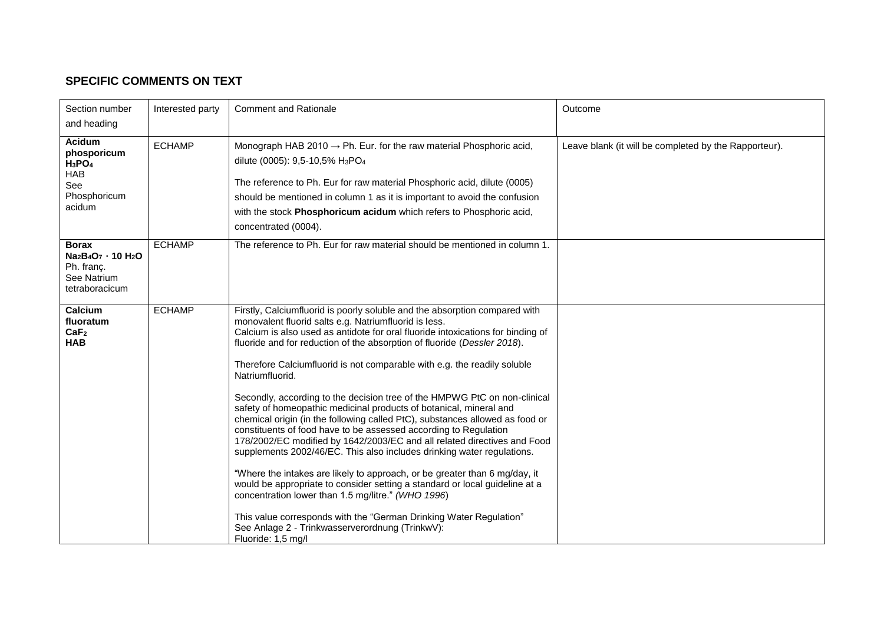## SPECIFIC COMMENTS ON TEXT

| Section number and heading | Interested party | Comment and Rationale | Outcome |
|---|---|---|---|
| **Acidum phosporicum** **$H_3PO_4$** HAB See Phosphoricum acidum | ECHAMP | Monograph HAB 2010 → Ph. Eur. for the raw material Phosphoric acid, dilute (0005): 9,5-10,5% $H_3PO_4$<br><br>The reference to Ph. Eur for raw material Phosphoric acid, dilute (0005) should be mentioned in column 1 as it is important to avoid the confusion with the stock **Phosphoricum acidum** which refers to Phosphoric acid, concentrated (0004). | Leave blank (it will be completed by the Rapporteur). |
| **Borax** **$Na_2B_4O_7 \cdot 10\ H_2O$** Ph. franç. See Natrium tetraboracicum | ECHAMP | The reference to Ph. Eur for raw material should be mentioned in column 1. | |
| **Calcium fluoratum** **$CaF_2$** **HAB** | ECHAMP | Firstly, Calciumfluorid is poorly soluble and the absorption compared with monovalent fluorid salts e.g. Natriumfluorid is less. Calcium is also used as antidote for oral fluoride intoxications for binding of fluoride and for reduction of the absorption of fluoride (*Dessler 2018*).<br><br>Therefore Calciumfluorid is not comparable with e.g. the readily soluble Natriumfluorid.<br><br>Secondly, according to the decision tree of the HMPWG PtC on non-clinical safety of homeopathic medicinal products of botanical, mineral and chemical origin (in the following called PtC), substances allowed as food or constituents of food have to be assessed according to Regulation 178/2002/EC modified by 1642/2003/EC and all related directives and Food supplements 2002/46/EC. This also includes drinking water regulations.<br><br>"Where the intakes are likely to approach, or be greater than 6 mg/day, it would be appropriate to consider setting a standard or local guideline at a concentration lower than 1.5 mg/litre." *(WHO 1996*)<br><br>This value corresponds with the "German Drinking Water Regulation" See Anlage 2 - Trinkwasserverordnung (TrinkwV): Fluoride: 1,5 mg/l | |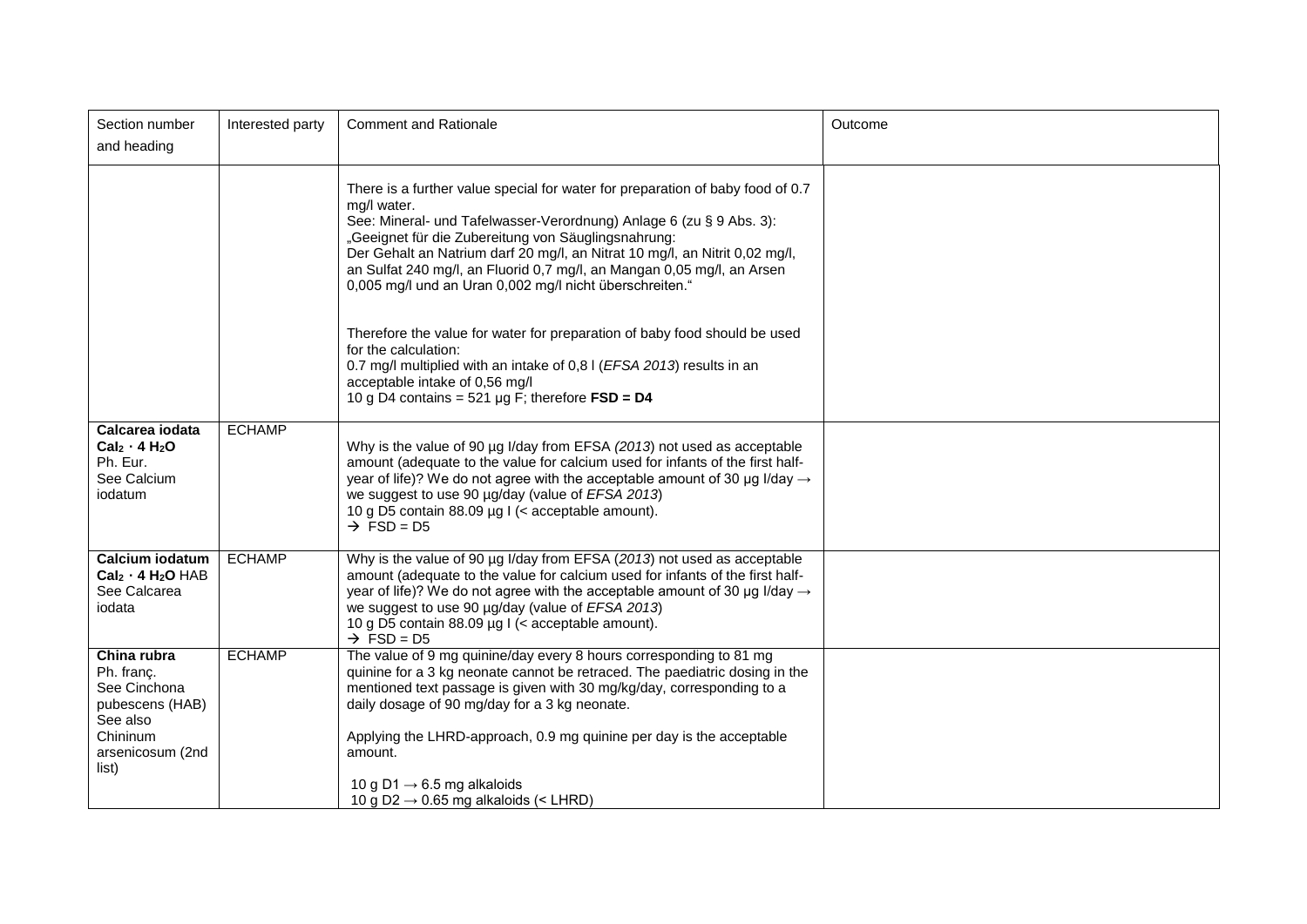| Section number and heading | Interested party | Comment and Rationale | Outcome |
|---|---|---|---|
| | | There is a further value special for water for preparation of baby food of 0.7 mg/l water.<br>See: Mineral- und Tafelwasser-Verordnung) Anlage 6 (zu § 9 Abs. 3):<br>„Geeignet für die Zubereitung von Säuglingsnahrung:<br>Der Gehalt an Natrium darf 20 mg/l, an Nitrat 10 mg/l, an Nitrit 0,02 mg/l, an Sulfat 240 mg/l, an Fluorid 0,7 mg/l, an Mangan 0,05 mg/l, an Arsen 0,005 mg/l und an Uran 0,002 mg/l nicht überschreiten."<br><br>Therefore the value for water for preparation of baby food should be used for the calculation:<br>0.7 mg/l multiplied with an intake of 0,8 l (*EFSA 2013*) results in an acceptable intake of 0,56 mg/l<br>10 g D4 contains = 521 µg F; therefore **FSD = D4** | |
| **Calcarea iodata**<br>**$CaI_2 \cdot 4\ H_2O$**<br>Ph. Eur.<br>See Calcium iodatum | ECHAMP | Why is the value of 90 µg I/day from EFSA *(2013*) not used as acceptable amount (adequate to the value for calcium used for infants of the first half-year of life)? We do not agree with the acceptable amount of 30 µg I/day → we suggest to use 90 µg/day (value of *EFSA 2013*)<br>10 g D5 contain 88.09 µg I (< acceptable amount).<br>→ FSD = D5 | |
| **Calcium iodatum**<br>**$CaI_2 \cdot 4\ H_2O$** HAB<br>See Calcarea iodata | ECHAMP | Why is the value of 90 µg I/day from EFSA (*2013*) not used as acceptable amount (adequate to the value for calcium used for infants of the first half-year of life)? We do not agree with the acceptable amount of 30 µg I/day → we suggest to use 90 µg/day (value of *EFSA 2013*)<br>10 g D5 contain 88.09 µg I (< acceptable amount).<br>→ FSD = D5 | |
| **China rubra**<br>Ph. franç.<br>See Cinchona pubescens (HAB)<br>See also Chininum arsenicosum (2nd list) | ECHAMP | The value of 9 mg quinine/day every 8 hours corresponding to 81 mg quinine for a 3 kg neonate cannot be retraced. The paediatric dosing in the mentioned text passage is given with 30 mg/kg/day, corresponding to a daily dosage of 90 mg/day for a 3 kg neonate.<br><br>Applying the LHRD-approach, 0.9 mg quinine per day is the acceptable amount.<br><br>10 g D1 → 6.5 mg alkaloids<br>10 g D2 → 0.65 mg alkaloids (< LHRD) | |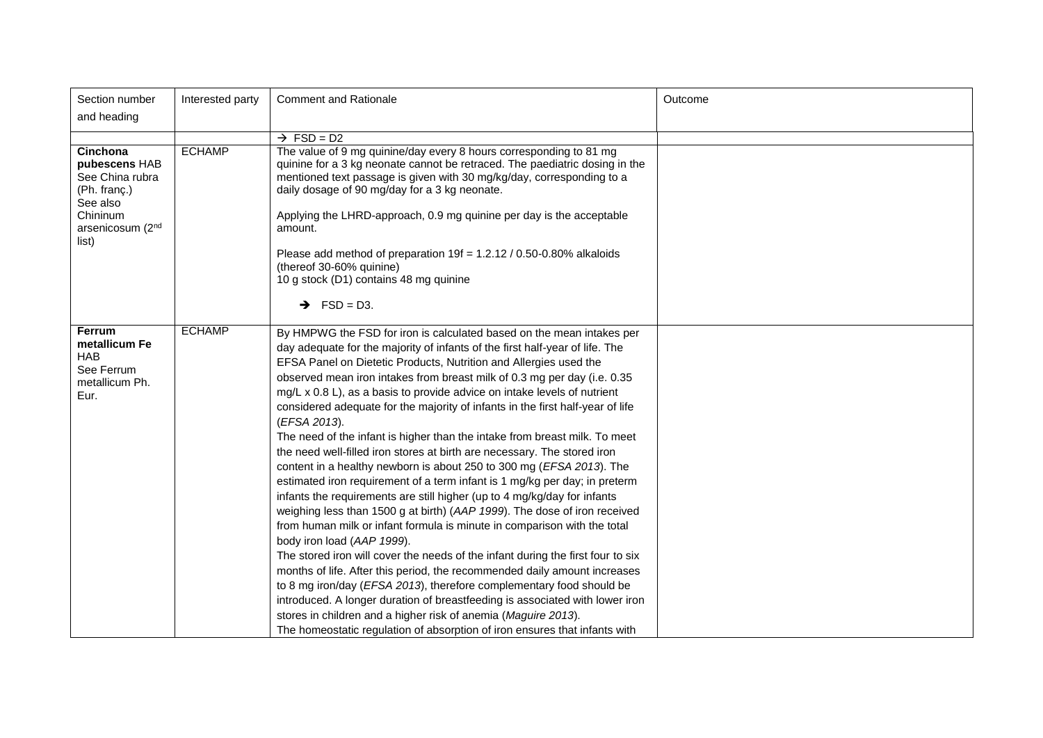| Section number and heading | Interested party | Comment and Rationale | Outcome |
|---|---|---|---|
| | | → FSD = D2 | |
| **Cinchona pubescens** HAB<br>See China rubra (Ph. franç.)<br>See also Chininum arsenicosum (2nd list) | ECHAMP | The value of 9 mg quinine/day every 8 hours corresponding to 81 mg quinine for a 3 kg neonate cannot be retraced. The paediatric dosing in the mentioned text passage is given with 30 mg/kg/day, corresponding to a daily dosage of 90 mg/day for a 3 kg neonate.<br><br>Applying the LHRD-approach, 0.9 mg quinine per day is the acceptable amount.<br><br>Please add method of preparation 19f = 1.2.12 / 0.50-0.80% alkaloids (thereof 30-60% quinine)<br>10 g stock (D1) contains 48 mg quinine<br><br>→ FSD = D3. | |
| **Ferrum metallicum Fe** HAB<br>See Ferrum metallicum Ph. Eur. | ECHAMP | By HMPWG the FSD for iron is calculated based on the mean intakes per day adequate for the majority of infants of the first half-year of life. The EFSA Panel on Dietetic Products, Nutrition and Allergies used the observed mean iron intakes from breast milk of 0.3 mg per day (i.e. 0.35 mg/L x 0.8 L), as a basis to provide advice on intake levels of nutrient considered adequate for the majority of infants in the first half-year of life (*EFSA 2013*).<br>The need of the infant is higher than the intake from breast milk. To meet the need well-filled iron stores at birth are necessary. The stored iron content in a healthy newborn is about 250 to 300 mg (*EFSA 2013*). The estimated iron requirement of a term infant is 1 mg/kg per day; in preterm infants the requirements are still higher (up to 4 mg/kg/day for infants weighing less than 1500 g at birth) (*AAP 1999*). The dose of iron received from human milk or infant formula is minute in comparison with the total body iron load (*AAP 1999*).<br>The stored iron will cover the needs of the infant during the first four to six months of life. After this period, the recommended daily amount increases to 8 mg iron/day (*EFSA 2013*), therefore complementary food should be introduced. A longer duration of breastfeeding is associated with lower iron stores in children and a higher risk of anemia (*Maguire 2013*).<br>The homeostatic regulation of absorption of iron ensures that infants with | |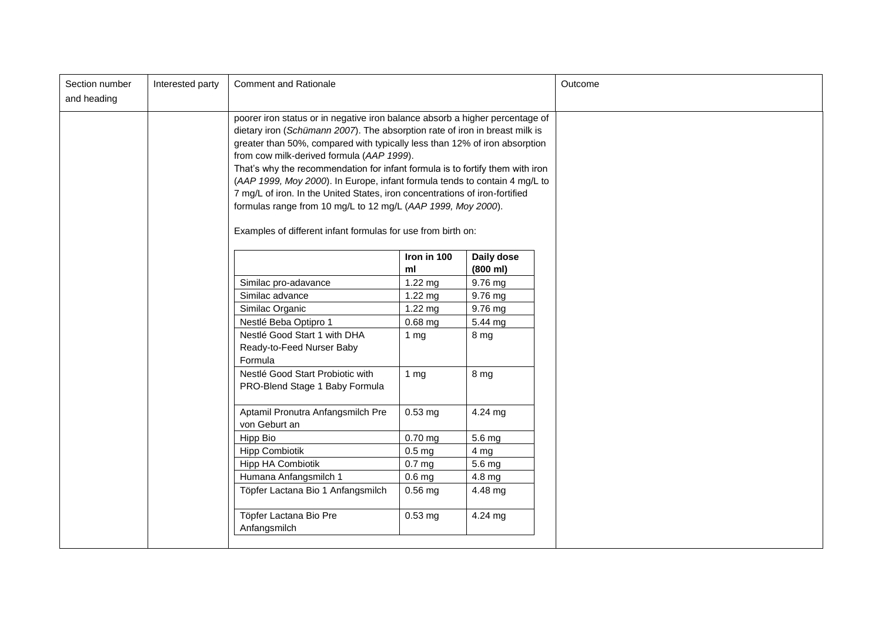| Section number and heading | Interested party | Comment and Rationale | Outcome |
|---|---|---|---|
| | | poorer iron status or in negative iron balance absorb a higher percentage of dietary iron (*Schümann 2007*). The absorption rate of iron in breast milk is greater than 50%, compared with typically less than 12% of iron absorption from cow milk-derived formula (*AAP 1999*).<br>That's why the recommendation for infant formula is to fortify them with iron (*AAP 1999, Moy 2000*). In Europe, infant formula tends to contain 4 mg/L to 7 mg/L of iron. In the United States, iron concentrations of iron-fortified formulas range from 10 mg/L to 12 mg/L (*AAP 1999, Moy 2000*).<br><br>Examples of different infant formulas for use from birth on: | |

| | Iron in 100 ml | Daily dose (800 ml) |
|---|---|---|
| Similac pro-adavance | 1.22 mg | 9.76 mg |
| Similac advance | 1.22 mg | 9.76 mg |
| Similac Organic | 1.22 mg | 9.76 mg |
| Nestlé Beba Optipro 1 | 0.68 mg | 5.44 mg |
| Nestlé Good Start 1 with DHA Ready-to-Feed Nurser Baby Formula | 1 mg | 8 mg |
| Nestlé Good Start Probiotic with PRO-Blend Stage 1 Baby Formula | 1 mg | 8 mg |
| Aptamil Pronutra Anfangsmilch Pre von Geburt an | 0.53 mg | 4.24 mg |
| Hipp Bio | 0.70 mg | 5.6 mg |
| Hipp Combiotik | 0.5 mg | 4 mg |
| Hipp HA Combiotik | 0.7 mg | 5.6 mg |
| Humana Anfangsmilch 1 | 0.6 mg | 4.8 mg |
| Töpfer Lactana Bio 1 Anfangsmilch | 0.56 mg | 4.48 mg |
| Töpfer Lactana Bio Pre Anfangsmilch | 0.53 mg | 4.24 mg |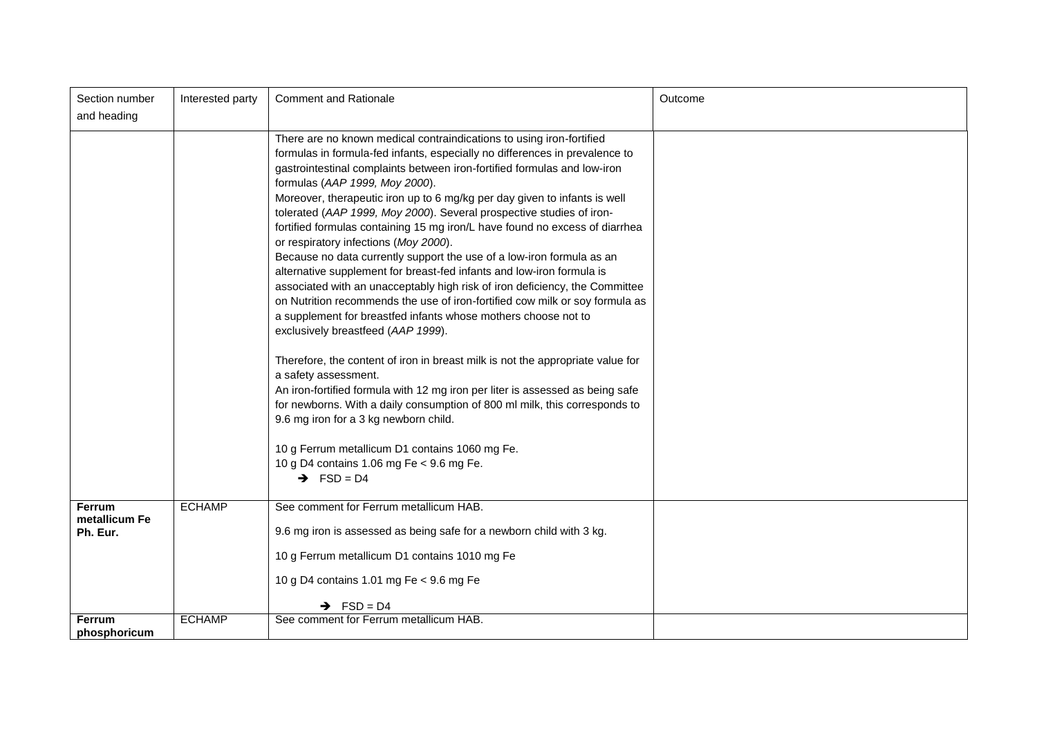| Section number and heading | Interested party | Comment and Rationale | Outcome |
|---|---|---|---|
| | | There are no known medical contraindications to using iron-fortified formulas in formula-fed infants, especially no differences in prevalence to gastrointestinal complaints between iron-fortified formulas and low-iron formulas (*AAP 1999, Moy 2000*).<br>Moreover, therapeutic iron up to 6 mg/kg per day given to infants is well tolerated (*AAP 1999, Moy 2000*). Several prospective studies of iron-fortified formulas containing 15 mg iron/L have found no excess of diarrhea or respiratory infections (*Moy 2000*).<br>Because no data currently support the use of a low-iron formula as an alternative supplement for breast-fed infants and low-iron formula is associated with an unacceptably high risk of iron deficiency, the Committee on Nutrition recommends the use of iron-fortified cow milk or soy formula as a supplement for breastfed infants whose mothers choose not to exclusively breastfeed (*AAP 1999*).<br><br>Therefore, the content of iron in breast milk is not the appropriate value for a safety assessment.<br>An iron-fortified formula with 12 mg iron per liter is assessed as being safe for newborns. With a daily consumption of 800 ml milk, this corresponds to 9.6 mg iron for a 3 kg newborn child.<br><br>10 g Ferrum metallicum D1 contains 1060 mg Fe.<br>10 g D4 contains 1.06 mg Fe < 9.6 mg Fe.<br>➔ FSD = D4 | |
| **Ferrum metallicum Fe Ph. Eur.** | ECHAMP | See comment for Ferrum metallicum HAB.<br><br>9.6 mg iron is assessed as being safe for a newborn child with 3 kg.<br><br>10 g Ferrum metallicum D1 contains 1010 mg Fe<br><br>10 g D4 contains 1.01 mg Fe < 9.6 mg Fe<br><br>➔ FSD = D4 | |
| **Ferrum phosphoricum** | ECHAMP | See comment for Ferrum metallicum HAB. | |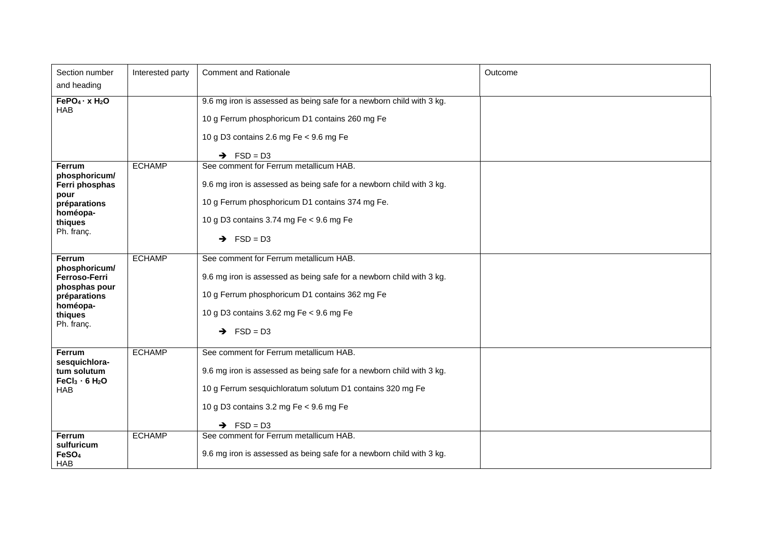| Section number and heading | Interested party | Comment and Rationale | Outcome |
|---|---|---|---|
| **$FePO_4 \cdot x\ H_2O$** HAB | | 9.6 mg iron is assessed as being safe for a newborn child with 3 kg.<br><br>10 g Ferrum phosphoricum D1 contains 260 mg Fe<br><br>10 g D3 contains 2.6 mg Fe < 9.6 mg Fe<br><br>→ FSD = D3 | |
| **Ferrum phosphoricum/ Ferri phosphas pour préparations homéopa-thiques** Ph. franç. | ECHAMP | See comment for Ferrum metallicum HAB.<br><br>9.6 mg iron is assessed as being safe for a newborn child with 3 kg.<br><br>10 g Ferrum phosphoricum D1 contains 374 mg Fe.<br><br>10 g D3 contains 3.74 mg Fe < 9.6 mg Fe<br><br>→ FSD = D3 | |
| **Ferrum phosphoricum/ Ferroso-Ferri phosphas pour préparations homéopa-thiques** Ph. franç. | ECHAMP | See comment for Ferrum metallicum HAB.<br><br>9.6 mg iron is assessed as being safe for a newborn child with 3 kg.<br><br>10 g Ferrum phosphoricum D1 contains 362 mg Fe<br><br>10 g D3 contains 3.62 mg Fe < 9.6 mg Fe<br><br>→ FSD = D3 | |
| **Ferrum sesquichlora-tum solutum $FeCl_3 \cdot 6\ H_2O$** HAB | ECHAMP | See comment for Ferrum metallicum HAB.<br><br>9.6 mg iron is assessed as being safe for a newborn child with 3 kg.<br><br>10 g Ferrum sesquichloratum solutum D1 contains 320 mg Fe<br><br>10 g D3 contains 3.2 mg Fe < 9.6 mg Fe<br><br>→ FSD = D3 | |
| **Ferrum sulfuricum $FeSO_4$** HAB | ECHAMP | See comment for Ferrum metallicum HAB.<br><br>9.6 mg iron is assessed as being safe for a newborn child with 3 kg. | |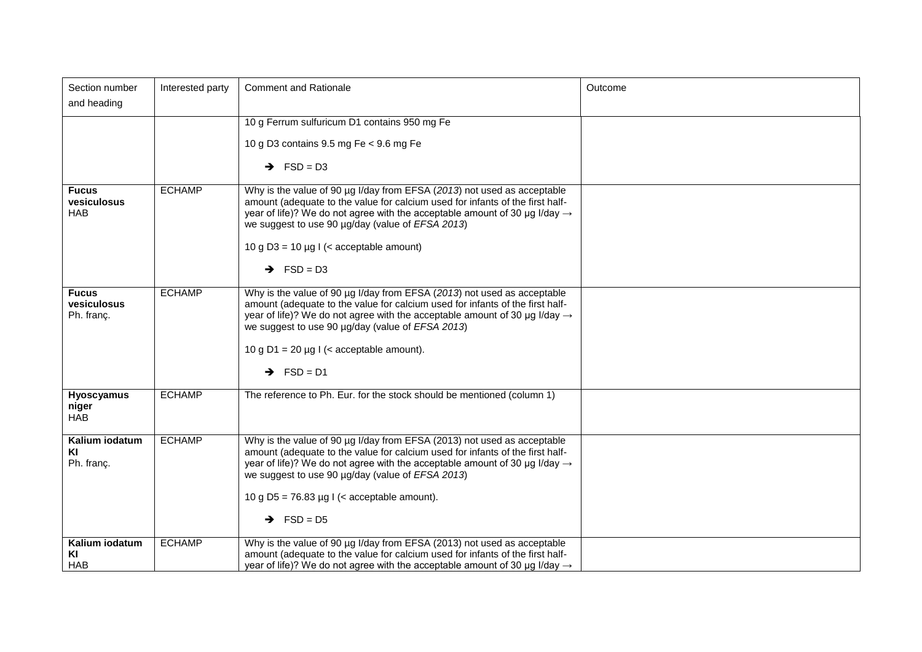| Section number and heading | Interested party | Comment and Rationale | Outcome |
|---|---|---|---|
| | | 10 g Ferrum sulfuricum D1 contains 950 mg Fe<br><br>10 g D3 contains 9.5 mg Fe < 9.6 mg Fe<br><br>➔ FSD = D3 | |
| **Fucus vesiculosus** HAB | ECHAMP | Why is the value of 90 µg I/day from EFSA (*2013*) not used as acceptable amount (adequate to the value for calcium used for infants of the first half-year of life)? We do not agree with the acceptable amount of 30 µg I/day → we suggest to use 90 µg/day (value of *EFSA 2013*)<br><br>10 g D3 = 10 µg I (< acceptable amount)<br><br>➔ FSD = D3 | |
| **Fucus vesiculosus** Ph. franç. | ECHAMP | Why is the value of 90 µg I/day from EFSA (*2013*) not used as acceptable amount (adequate to the value for calcium used for infants of the first half-year of life)? We do not agree with the acceptable amount of 30 µg I/day → we suggest to use 90 µg/day (value of *EFSA 2013*)<br><br>10 g D1 = 20 µg I (< acceptable amount).<br><br>➔ FSD = D1 | |
| **Hyoscyamus niger** HAB | ECHAMP | The reference to Ph. Eur. for the stock should be mentioned (column 1) | |
| **Kalium iodatum KI** Ph. franç. | ECHAMP | Why is the value of 90 µg I/day from EFSA (2013) not used as acceptable amount (adequate to the value for calcium used for infants of the first half-year of life)? We do not agree with the acceptable amount of 30 µg I/day → we suggest to use 90 µg/day (value of *EFSA 2013*)<br><br>10 g D5 = 76.83 µg I (< acceptable amount).<br><br>➔ FSD = D5 | |
| **Kalium iodatum KI** HAB | ECHAMP | Why is the value of 90 µg I/day from EFSA (2013) not used as acceptable amount (adequate to the value for calcium used for infants of the first half-year of life)? We do not agree with the acceptable amount of 30 µg I/day → | |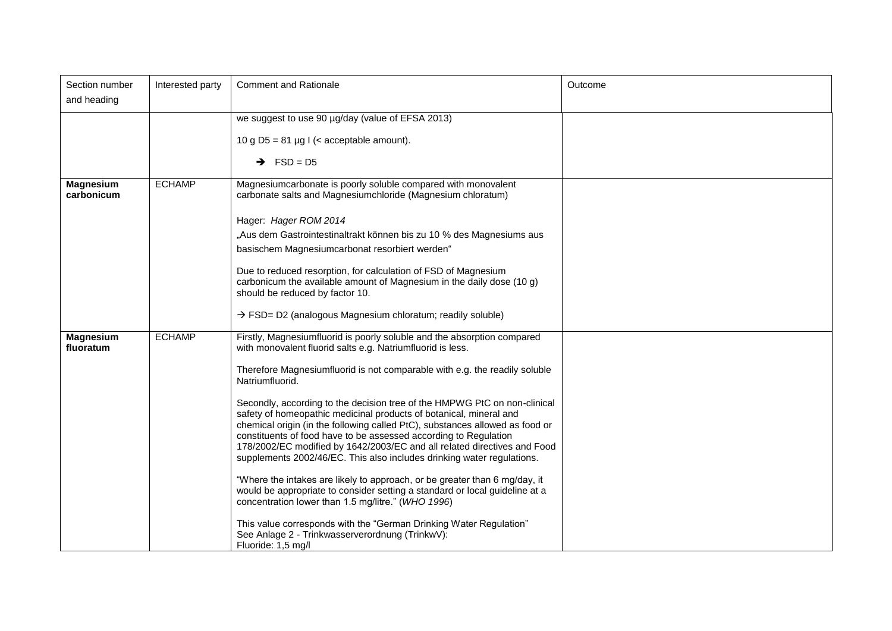| Section number and heading | Interested party | Comment and Rationale | Outcome |
|---|---|---|---|
| | | we suggest to use 90 µg/day (value of EFSA 2013)<br><br>10 g D5 = 81 µg I (< acceptable amount).<br><br>➔ FSD = D5 | |
| **Magnesium carbonicum** | ECHAMP | Magnesiumcarbonate is poorly soluble compared with monovalent carbonate salts and Magnesiumchloride (Magnesium chloratum)<br><br>Hager: *Hager ROM 2014*<br><br>„Aus dem Gastrointestinaltrakt können bis zu 10 % des Magnesiums aus basischem Magnesiumcarbonat resorbiert werden"<br><br>Due to reduced resorption, for calculation of FSD of Magnesium carbonicum the available amount of Magnesium in the daily dose (10 g) should be reduced by factor 10.<br><br>→ FSD= D2 (analogous Magnesium chloratum; readily soluble) | |
| **Magnesium fluoratum** | ECHAMP | Firstly, Magnesiumfluorid is poorly soluble and the absorption compared with monovalent fluorid salts e.g. Natriumfluorid is less.<br><br>Therefore Magnesiumfluorid is not comparable with e.g. the readily soluble Natriumfluorid.<br><br>Secondly, according to the decision tree of the HMPWG PtC on non-clinical safety of homeopathic medicinal products of botanical, mineral and chemical origin (in the following called PtC), substances allowed as food or constituents of food have to be assessed according to Regulation 178/2002/EC modified by 1642/2003/EC and all related directives and Food supplements 2002/46/EC. This also includes drinking water regulations.<br><br>"Where the intakes are likely to approach, or be greater than 6 mg/day, it would be appropriate to consider setting a standard or local guideline at a concentration lower than 1.5 mg/litre." (*WHO 1996*)<br><br>This value corresponds with the "German Drinking Water Regulation" See Anlage 2 - Trinkwasserverordnung (TrinkwV):<br>Fluoride: 1,5 mg/l | |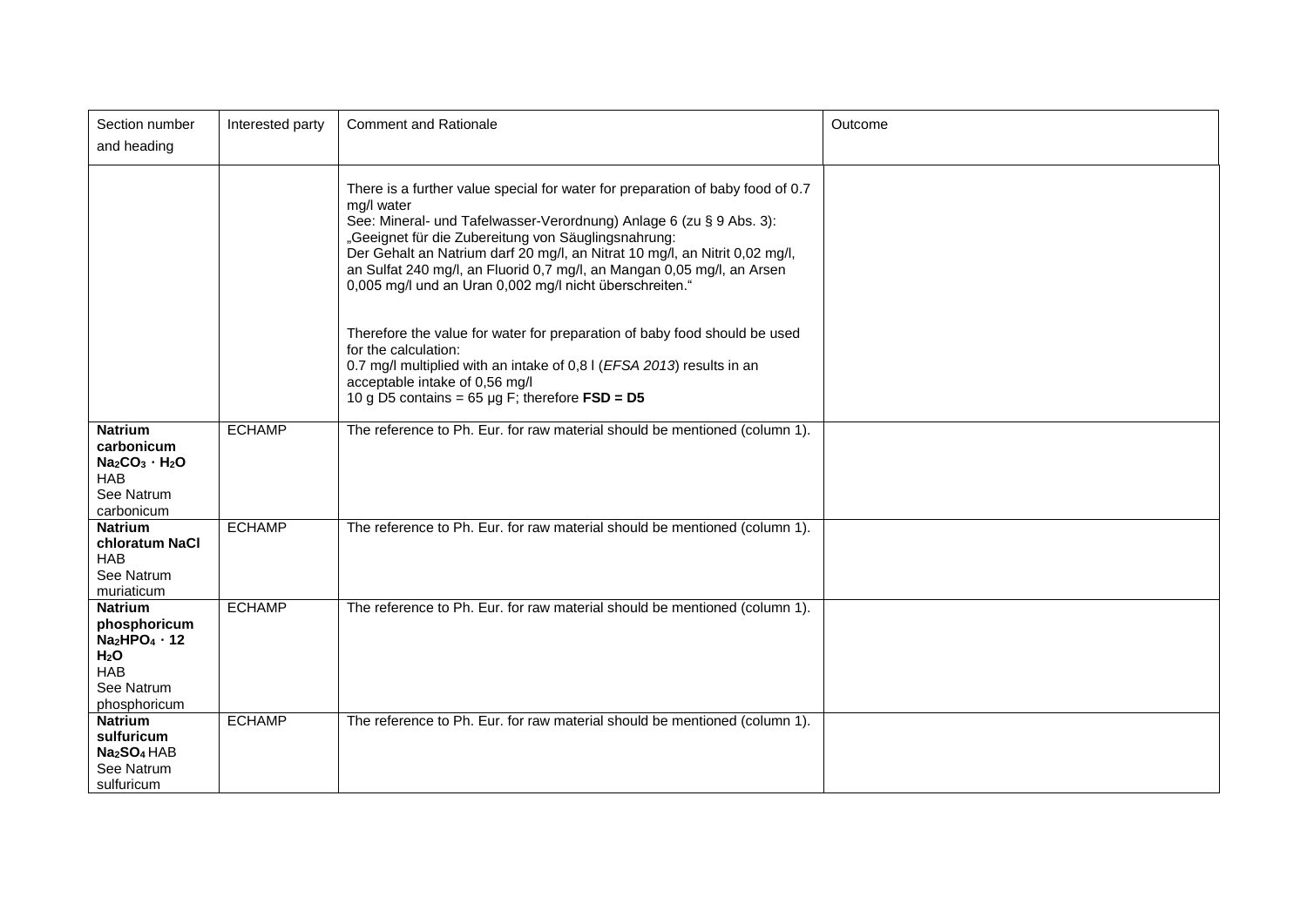| Section number and heading | Interested party | Comment and Rationale | Outcome |
| --- | --- | --- | --- |
| | | There is a further value special for water for preparation of baby food of 0.7 mg/l water<br>See: Mineral- und Tafelwasser-Verordnung) Anlage 6 (zu § 9 Abs. 3):<br>„Geeignet für die Zubereitung von Säuglingsnahrung:<br>Der Gehalt an Natrium darf 20 mg/l, an Nitrat 10 mg/l, an Nitrit 0,02 mg/l, an Sulfat 240 mg/l, an Fluorid 0,7 mg/l, an Mangan 0,05 mg/l, an Arsen 0,005 mg/l und an Uran 0,002 mg/l nicht überschreiten."<br><br>Therefore the value for water for preparation of baby food should be used for the calculation:<br>0.7 mg/l multiplied with an intake of 0,8 l (*EFSA 2013*) results in an acceptable intake of 0,56 mg/l<br>10 g D5 contains = 65 µg F; therefore **FSD = D5** | |
| **Natrium carbonicum $Na_2CO_3 \cdot H_2O$** HAB<br>See Natrum carbonicum | ECHAMP | The reference to Ph. Eur. for raw material should be mentioned (column 1). | |
| **Natrium chloratum NaCl** HAB<br>See Natrum muriaticum | ECHAMP | The reference to Ph. Eur. for raw material should be mentioned (column 1). | |
| **Natrium phosphoricum $Na_2HPO_4 \cdot 12\ H_2O$** HAB<br>See Natrum phosphoricum | ECHAMP | The reference to Ph. Eur. for raw material should be mentioned (column 1). | |
| **Natrium sulfuricum $Na_2SO_4$** HAB<br>See Natrum sulfuricum | ECHAMP | The reference to Ph. Eur. for raw material should be mentioned (column 1). | |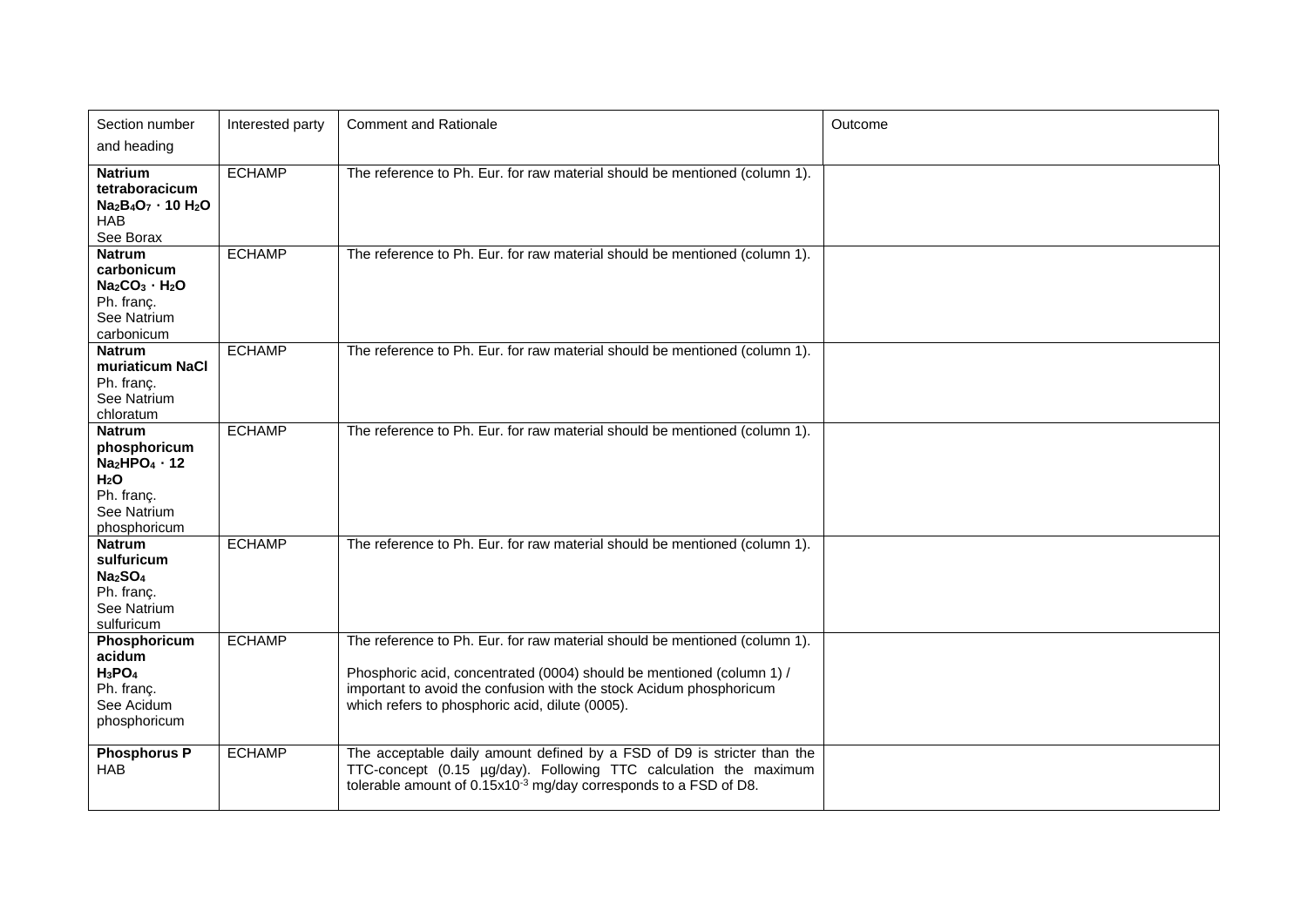| Section number and heading | Interested party | Comment and Rationale | Outcome |
| --- | --- | --- | --- |
| **Natrium tetraboracicum $Na_2B_4O_7 \cdot 10\ H_2O$** HAB See Borax | ECHAMP | The reference to Ph. Eur. for raw material should be mentioned (column 1). | |
| **Natrum carbonicum $Na_2CO_3 \cdot H_2O$** Ph. franç. See Natrium carbonicum | ECHAMP | The reference to Ph. Eur. for raw material should be mentioned (column 1). | |
| **Natrum muriaticum NaCl** Ph. franç. See Natrium chloratum | ECHAMP | The reference to Ph. Eur. for raw material should be mentioned (column 1). | |
| **Natrum phosphoricum $Na_2HPO_4 \cdot 12\ H_2O$** Ph. franç. See Natrium phosphoricum | ECHAMP | The reference to Ph. Eur. for raw material should be mentioned (column 1). | |
| **Natrum sulfuricum $Na_2SO_4$** Ph. franç. See Natrium sulfuricum | ECHAMP | The reference to Ph. Eur. for raw material should be mentioned (column 1). | |
| **Phosphoricum acidum $H_3PO_4$** Ph. franç. See Acidum phosphoricum | ECHAMP | The reference to Ph. Eur. for raw material should be mentioned (column 1).<br><br>Phosphoric acid, concentrated (0004) should be mentioned (column 1) / important to avoid the confusion with the stock Acidum phosphoricum which refers to phosphoric acid, dilute (0005). | |
| **Phosphorus P** HAB | ECHAMP | The acceptable daily amount defined by a FSD of D9 is stricter than the TTC-concept (0.15 µg/day). Following TTC calculation the maximum tolerable amount of $0.15\text{x}10^{-3}$ mg/day corresponds to a FSD of D8. | |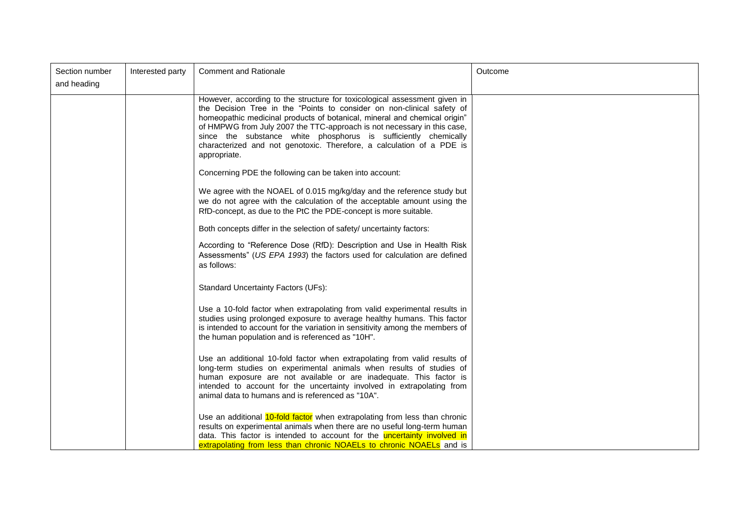| Section number and heading | Interested party | Comment and Rationale | Outcome |
|---|---|---|---|
| | | However, according to the structure for toxicological assessment given in the Decision Tree in the "Points to consider on non-clinical safety of homeopathic medicinal products of botanical, mineral and chemical origin" of HMPWG from July 2007 the TTC-approach is not necessary in this case, since the substance white phosphorus is sufficiently chemically characterized and not genotoxic. Therefore, a calculation of a PDE is appropriate.<br><br>Concerning PDE the following can be taken into account:<br><br>We agree with the NOAEL of 0.015 mg/kg/day and the reference study but we do not agree with the calculation of the acceptable amount using the RfD-concept, as due to the PtC the PDE-concept is more suitable.<br><br>Both concepts differ in the selection of safety/ uncertainty factors:<br><br>According to "Reference Dose (RfD): Description and Use in Health Risk Assessments" (*US EPA 1993*) the factors used for calculation are defined as follows:<br><br>Standard Uncertainty Factors (UFs):<br><br>Use a 10-fold factor when extrapolating from valid experimental results in studies using prolonged exposure to average healthy humans. This factor is intended to account for the variation in sensitivity among the members of the human population and is referenced as "10H".<br><br>Use an additional 10-fold factor when extrapolating from valid results of long-term studies on experimental animals when results of studies of human exposure are not available or are inadequate. This factor is intended to account for the uncertainty involved in extrapolating from animal data to humans and is referenced as "10A".<br><br>Use an additional 10-fold factor when extrapolating from less than chronic results on experimental animals when there are no useful long-term human data. This factor is intended to account for the uncertainty involved in extrapolating from less than chronic NOAELs to chronic NOAELs and is | |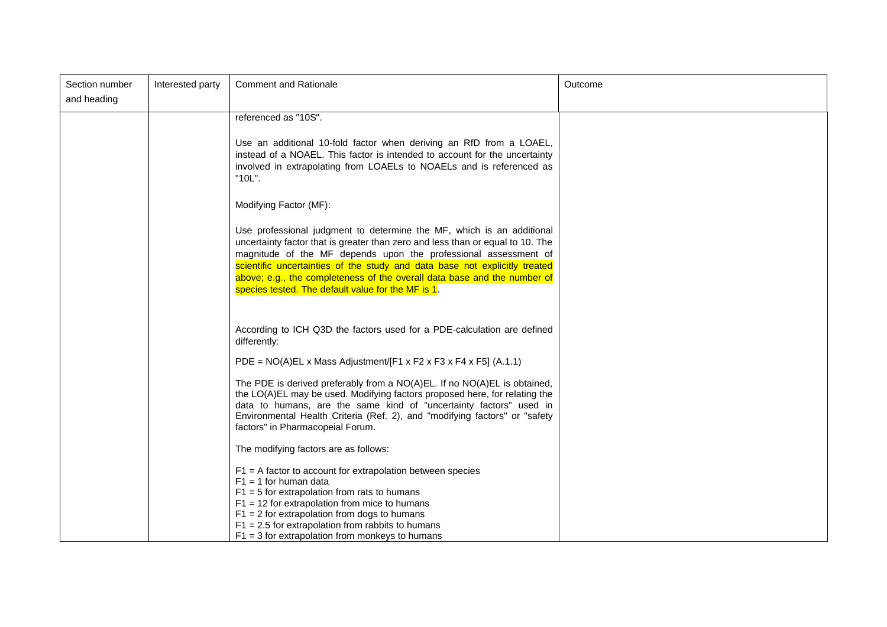| Section number and heading | Interested party | Comment and Rationale | Outcome |
| --- | --- | --- | --- |
| | | referenced as "10S".<br><br>Use an additional 10-fold factor when deriving an RfD from a LOAEL, instead of a NOAEL. This factor is intended to account for the uncertainty involved in extrapolating from LOAELs to NOAELs and is referenced as "10L".<br><br>Modifying Factor (MF):<br><br>Use professional judgment to determine the MF, which is an additional uncertainty factor that is greater than zero and less than or equal to 10. The magnitude of the MF depends upon the professional assessment of scientific uncertainties of the study and data base not explicitly treated above; e.g., the completeness of the overall data base and the number of species tested. The default value for the MF is 1.<br><br>According to ICH Q3D the factors used for a PDE-calculation are defined differently:<br><br>PDE = NO(A)EL x Mass Adjustment/[F1 x F2 x F3 x F4 x F5] (A.1.1)<br><br>The PDE is derived preferably from a NO(A)EL. If no NO(A)EL is obtained, the LO(A)EL may be used. Modifying factors proposed here, for relating the data to humans, are the same kind of "uncertainty factors" used in Environmental Health Criteria (Ref. 2), and "modifying factors" or "safety factors" in Pharmacopeial Forum.<br><br>The modifying factors are as follows:<br><br>F1 = A factor to account for extrapolation between species<br>F1 = 1 for human data<br>F1 = 5 for extrapolation from rats to humans<br>F1 = 12 for extrapolation from mice to humans<br>F1 = 2 for extrapolation from dogs to humans<br>F1 = 2.5 for extrapolation from rabbits to humans<br>F1 = 3 for extrapolation from monkeys to humans | |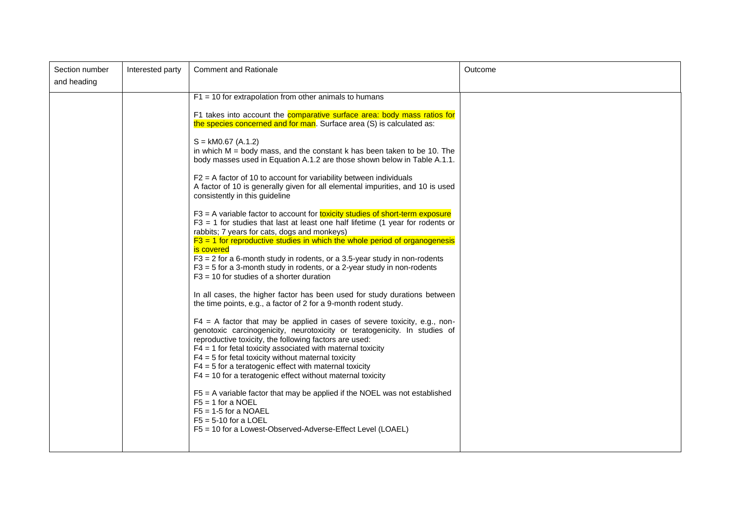| Section number and heading | Interested party | Comment and Rationale | Outcome |
|---|---|---|---|
| | | F1 = 10 for extrapolation from other animals to humans<br><br>F1 takes into account the comparative surface area: body mass ratios for the species concerned and for man. Surface area (S) is calculated as:<br><br>$S = kM^{0.67}$ (A.1.2)<br>in which M = body mass, and the constant k has been taken to be 10. The body masses used in Equation A.1.2 are those shown below in Table A.1.1.<br><br>F2 = A factor of 10 to account for variability between individuals<br>A factor of 10 is generally given for all elemental impurities, and 10 is used consistently in this guideline<br><br>F3 = A variable factor to account for toxicity studies of short-term exposure<br>F3 = 1 for studies that last at least one half lifetime (1 year for rodents or rabbits; 7 years for cats, dogs and monkeys)<br>F3 = 1 for reproductive studies in which the whole period of organogenesis is covered<br>F3 = 2 for a 6-month study in rodents, or a 3.5-year study in non-rodents<br>F3 = 5 for a 3-month study in rodents, or a 2-year study in non-rodents<br>F3 = 10 for studies of a shorter duration<br><br>In all cases, the higher factor has been used for study durations between the time points, e.g., a factor of 2 for a 9-month rodent study.<br><br>F4 = A factor that may be applied in cases of severe toxicity, e.g., non-genotoxic carcinogenicity, neurotoxicity or teratogenicity. In studies of reproductive toxicity, the following factors are used:<br>F4 = 1 for fetal toxicity associated with maternal toxicity<br>F4 = 5 for fetal toxicity without maternal toxicity<br>F4 = 5 for a teratogenic effect with maternal toxicity<br>F4 = 10 for a teratogenic effect without maternal toxicity<br><br>F5 = A variable factor that may be applied if the NOEL was not established<br>F5 = 1 for a NOEL<br>F5 = 1-5 for a NOAEL<br>F5 = 5-10 for a LOEL<br>F5 = 10 for a Lowest-Observed-Adverse-Effect Level (LOAEL) | |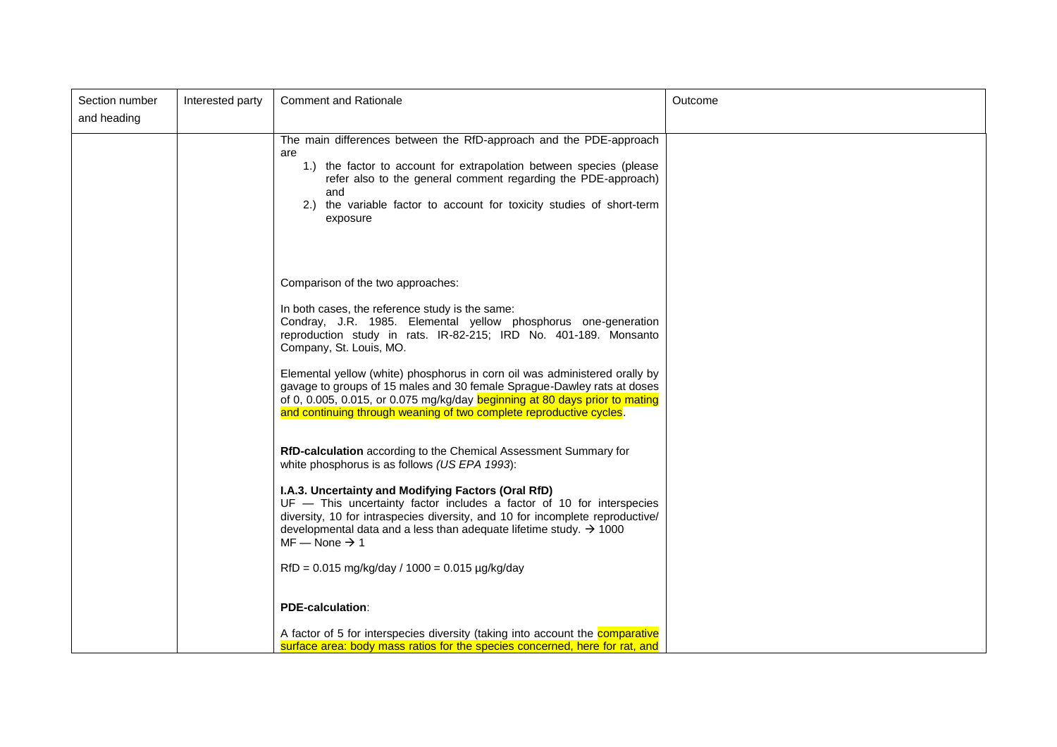| Section number and heading | Interested party | Comment and Rationale | Outcome |
|---|---|---|---|
| | | The main differences between the RfD-approach and the PDE-approach are<br>1.) the factor to account for extrapolation between species (please refer also to the general comment regarding the PDE-approach) and<br>2.) the variable factor to account for toxicity studies of short-term exposure<br><br>Comparison of the two approaches:<br><br>In both cases, the reference study is the same:<br>Condray, J.R. 1985. Elemental yellow phosphorus one-generation reproduction study in rats. IR-82-215; IRD No. 401-189. Monsanto Company, St. Louis, MO.<br><br>Elemental yellow (white) phosphorus in corn oil was administered orally by gavage to groups of 15 males and 30 female Sprague-Dawley rats at doses of 0, 0.005, 0.015, or 0.075 mg/kg/day beginning at 80 days prior to mating and continuing through weaning of two complete reproductive cycles.<br><br>**RfD-calculation** according to the Chemical Assessment Summary for white phosphorus is as follows *(US EPA 1993)*:<br><br>**I.A.3. Uncertainty and Modifying Factors (Oral RfD)**<br>UF — This uncertainty factor includes a factor of 10 for interspecies diversity, 10 for intraspecies diversity, and 10 for incomplete reproductive/ developmental data and a less than adequate lifetime study. → 1000<br>MF — None → 1<br><br>RfD = 0.015 mg/kg/day / 1000 = 0.015 µg/kg/day<br><br>**PDE-calculation**:<br><br>A factor of 5 for interspecies diversity (taking into account the comparative surface area: body mass ratios for the species concerned, here for rat, and | |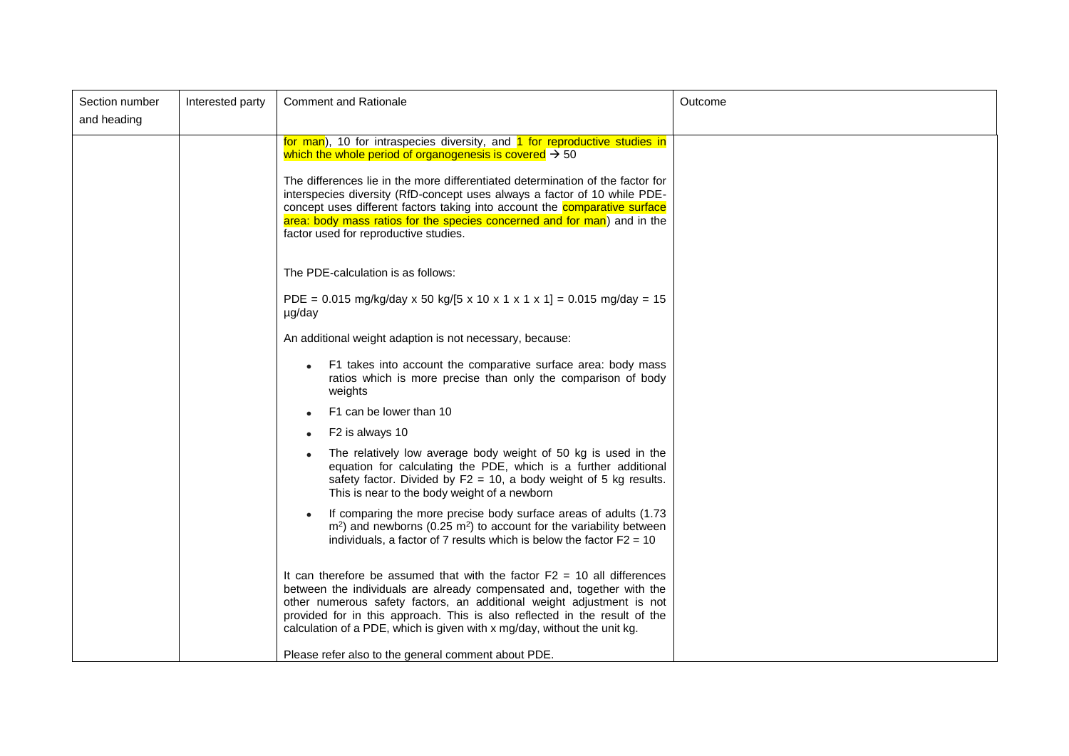| Section number and heading | Interested party | Comment and Rationale | Outcome |
|---|---|---|---|
| | | for man), 10 for intraspecies diversity, and 1 for reproductive studies in which the whole period of organogenesis is covered → 50<br><br>The differences lie in the more differentiated determination of the factor for interspecies diversity (RfD-concept uses always a factor of 10 while PDE-concept uses different factors taking into account the comparative surface area: body mass ratios for the species concerned and for man) and in the factor used for reproductive studies.<br><br>The PDE-calculation is as follows:<br><br>PDE = 0.015 mg/kg/day x 50 kg/[5 x 10 x 1 x 1 x 1] = 0.015 mg/day = 15 µg/day<br><br>An additional weight adaption is not necessary, because:<br><br>• F1 takes into account the comparative surface area: body mass ratios which is more precise than only the comparison of body weights<br>• F1 can be lower than 10<br>• F2 is always 10<br>• The relatively low average body weight of 50 kg is used in the equation for calculating the PDE, which is a further additional safety factor. Divided by F2 = 10, a body weight of 5 kg results. This is near to the body weight of a newborn<br>• If comparing the more precise body surface areas of adults (1.73 $m^2$) and newborns (0.25 $m^2$) to account for the variability between individuals, a factor of 7 results which is below the factor F2 = 10<br><br>It can therefore be assumed that with the factor F2 = 10 all differences between the individuals are already compensated and, together with the other numerous safety factors, an additional weight adjustment is not provided for in this approach. This is also reflected in the result of the calculation of a PDE, which is given with x mg/day, without the unit kg.<br><br>Please refer also to the general comment about PDE. | |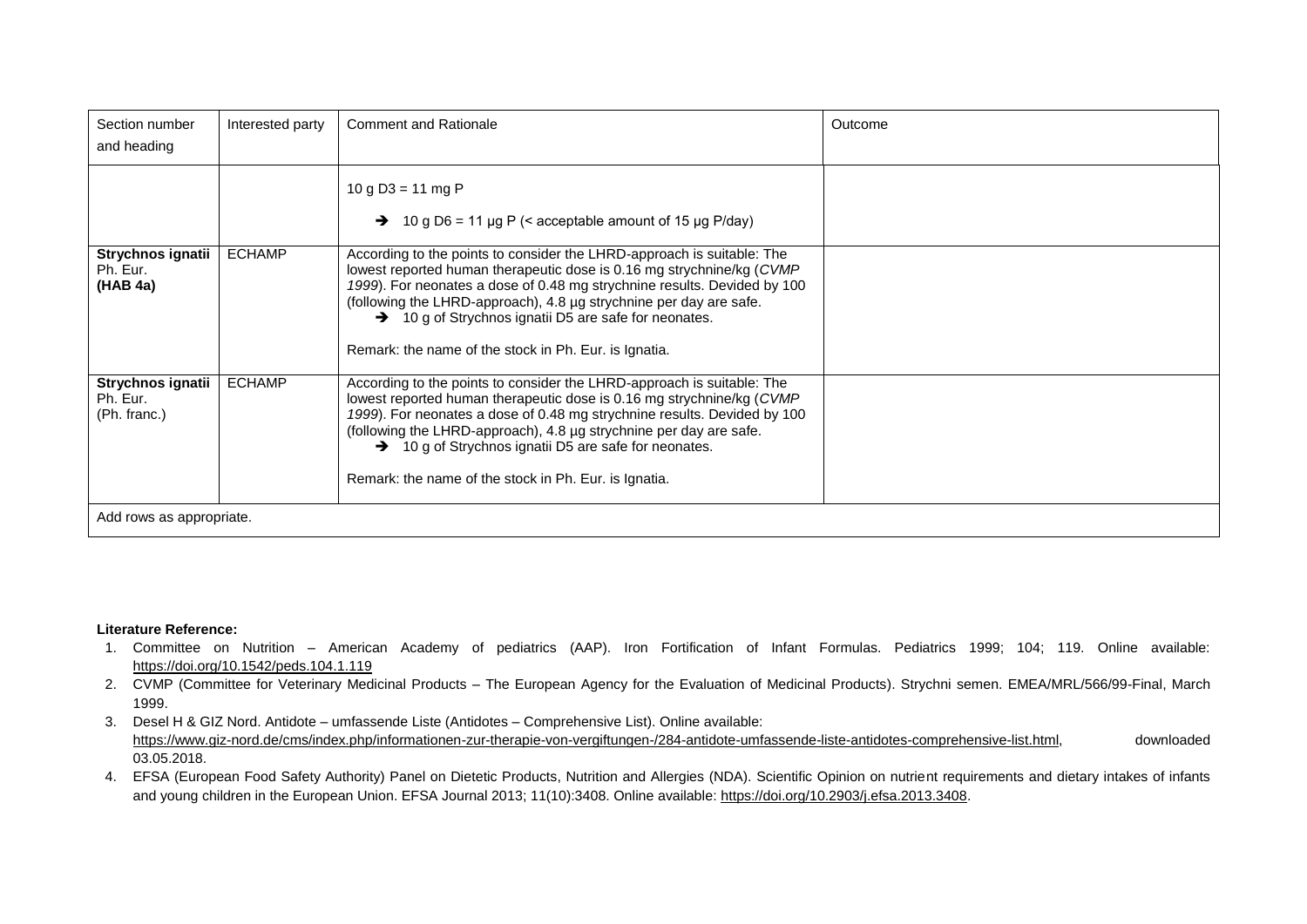| Section number and heading | Interested party | Comment and Rationale | Outcome |
| --- | --- | --- | --- |
| | | 10 g D3 = 11 mg P<br><br>➔ 10 g D6 = 11 µg P (< acceptable amount of 15 µg P/day) | |
| **Strychnos ignatii** Ph. Eur. **(HAB 4a)** | ECHAMP | According to the points to consider the LHRD-approach is suitable: The lowest reported human therapeutic dose is 0.16 mg strychnine/kg (*CVMP 1999*). For neonates a dose of 0.48 mg strychnine results. Devided by 100 (following the LHRD-approach), 4.8 µg strychnine per day are safe.<br>➔ 10 g of Strychnos ignatii D5 are safe for neonates.<br><br>Remark: the name of the stock in Ph. Eur. is Ignatia. | |
| **Strychnos ignatii** Ph. Eur. (Ph. franc.) | ECHAMP | According to the points to consider the LHRD-approach is suitable: The lowest reported human therapeutic dose is 0.16 mg strychnine/kg (*CVMP 1999*). For neonates a dose of 0.48 mg strychnine results. Devided by 100 (following the LHRD-approach), 4.8 µg strychnine per day are safe.<br>➔ 10 g of Strychnos ignatii D5 are safe for neonates.<br><br>Remark: the name of the stock in Ph. Eur. is Ignatia. | |
| Add rows as appropriate. | | | |

**Literature Reference:**

1. Committee on Nutrition – American Academy of pediatrics (AAP). Iron Fortification of Infant Formulas. Pediatrics 1999; 104; 119. Online available: https://doi.org/10.1542/peds.104.1.119
2. CVMP (Committee for Veterinary Medicinal Products – The European Agency for the Evaluation of Medicinal Products). Strychni semen. EMEA/MRL/566/99-Final, March 1999.
3. Desel H & GIZ Nord. Antidote – umfassende Liste (Antidotes – Comprehensive List). Online available: https://www.giz-nord.de/cms/index.php/informationen-zur-therapie-von-vergiftungen-/284-antidote-umfassende-liste-antidotes-comprehensive-list.html, downloaded 03.05.2018.
4. EFSA (European Food Safety Authority) Panel on Dietetic Products, Nutrition and Allergies (NDA). Scientific Opinion on nutrient requirements and dietary intakes of infants and young children in the European Union. EFSA Journal 2013; 11(10):3408. Online available: https://doi.org/10.2903/j.efsa.2013.3408.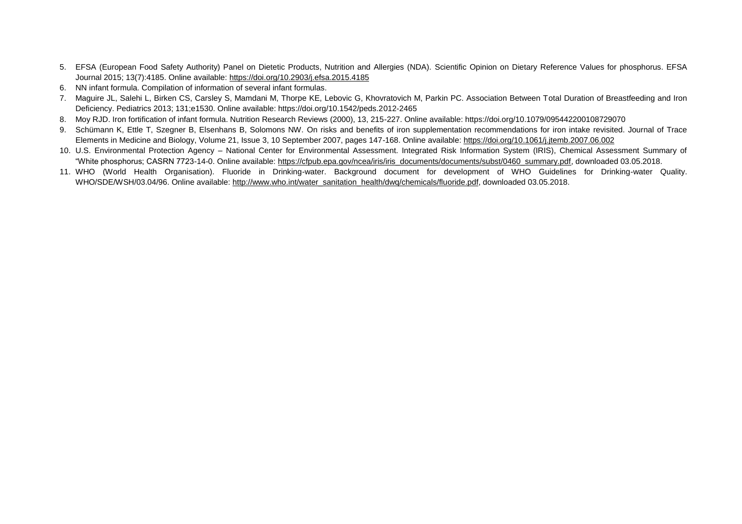5. EFSA (European Food Safety Authority) Panel on Dietetic Products, Nutrition and Allergies (NDA). Scientific Opinion on Dietary Reference Values for phosphorus. EFSA Journal 2015; 13(7):4185. Online available: https://doi.org/10.2903/j.efsa.2015.4185
6. NN infant formula. Compilation of information of several infant formulas.
7. Maguire JL, Salehi L, Birken CS, Carsley S, Mamdani M, Thorpe KE, Lebovic G, Khovratovich M, Parkin PC. Association Between Total Duration of Breastfeeding and Iron Deficiency. Pediatrics 2013; 131;e1530. Online available: https://doi.org/10.1542/peds.2012-2465
8. Moy RJD. Iron fortification of infant formula. Nutrition Research Reviews (2000), 13, 215-227. Online available: https://doi.org/10.1079/095442200108729070
9. Schümann K, Ettle T, Szegner B, Elsenhans B, Solomons NW. On risks and benefits of iron supplementation recommendations for iron intake revisited. Journal of Trace Elements in Medicine and Biology, Volume 21, Issue 3, 10 September 2007, pages 147-168. Online available: https://doi.org/10.1061/j.jtemb.2007.06.002
10. U.S. Environmental Protection Agency – National Center for Environmental Assessment. Integrated Risk Information System (IRIS), Chemical Assessment Summary of "White phosphorus; CASRN 7723-14-0. Online available: https://cfpub.epa.gov/ncea/iris/iris_documents/documents/subst/0460_summary.pdf, downloaded 03.05.2018.
11. WHO (World Health Organisation). Fluoride in Drinking-water. Background document for development of WHO Guidelines for Drinking-water Quality. WHO/SDE/WSH/03.04/96. Online available: http://www.who.int/water_sanitation_health/dwq/chemicals/fluoride.pdf, downloaded 03.05.2018.